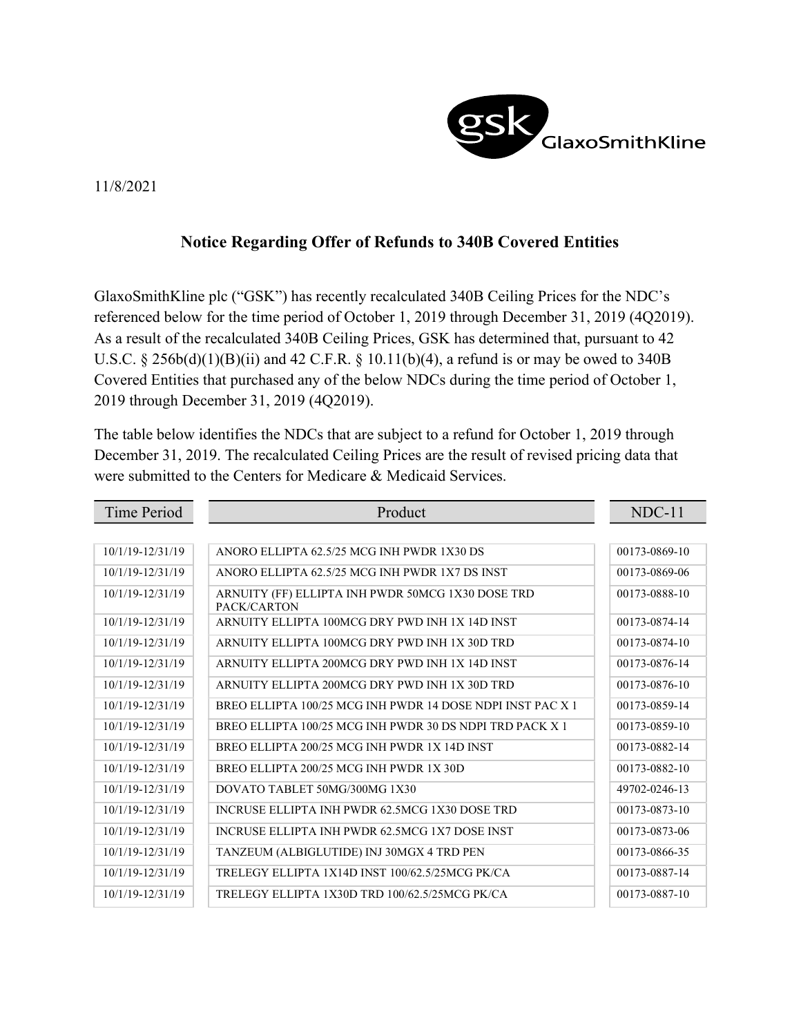11/8/2021

## Notice Regarding Offer of Refunds to 340B Covered Entities

GlaxoSmithKline plc ("GSK") has recently recalculated 340B Ceiling Prices for the NDC's referenced below for the time period of October 1, 2019 through December 31, 2019 (4Q2019). As a result of the recalculated 340B Ceiling Prices, GSK has determined that, pursuant to 42 U.S.C. § 256b(d)(1)(B)(ii) and 42 C.F.R. § 10.11(b)(4), a refund is or may be owed to 340B Covered Entities that purchased any of the below NDCs during the time period of October 1, 2019 through December 31, 2019 (4Q2019).

The table below identifies the NDCs that are subject to a refund for October 1, 2019 through December 31, 2019. The recalculated Ceiling Prices are the result of revised pricing data that were submitted to the Centers for Medicare & Medicaid Services.

| Time Period | Product | NDC-11 |
|---|---|---|
| 10/1/19-12/31/19 | ANORO ELLIPTA 62.5/25 MCG INH PWDR 1X30 DS | 00173-0869-10 |
| 10/1/19-12/31/19 | ANORO ELLIPTA 62.5/25 MCG INH PWDR 1X7 DS INST | 00173-0869-06 |
| 10/1/19-12/31/19 | ARNUITY (FF) ELLIPTA INH PWDR 50MCG 1X30 DOSE TRD PACK/CARTON | 00173-0888-10 |
| 10/1/19-12/31/19 | ARNUITY ELLIPTA 100MCG DRY PWD INH 1X 14D INST | 00173-0874-14 |
| 10/1/19-12/31/19 | ARNUITY ELLIPTA 100MCG DRY PWD INH 1X 30D TRD | 00173-0874-10 |
| 10/1/19-12/31/19 | ARNUITY ELLIPTA 200MCG DRY PWD INH 1X 14D INST | 00173-0876-14 |
| 10/1/19-12/31/19 | ARNUITY ELLIPTA 200MCG DRY PWD INH 1X 30D TRD | 00173-0876-10 |
| 10/1/19-12/31/19 | BREO ELLIPTA 100/25 MCG INH PWDR 14 DOSE NDPI INST PAC X 1 | 00173-0859-14 |
| 10/1/19-12/31/19 | BREO ELLIPTA 100/25 MCG INH PWDR 30 DS NDPI TRD PACK X 1 | 00173-0859-10 |
| 10/1/19-12/31/19 | BREO ELLIPTA 200/25 MCG INH PWDR 1X 14D INST | 00173-0882-14 |
| 10/1/19-12/31/19 | BREO ELLIPTA 200/25 MCG INH PWDR 1X 30D | 00173-0882-10 |
| 10/1/19-12/31/19 | DOVATO TABLET 50MG/300MG 1X30 | 49702-0246-13 |
| 10/1/19-12/31/19 | INCRUSE ELLIPTA INH PWDR 62.5MCG 1X30 DOSE TRD | 00173-0873-10 |
| 10/1/19-12/31/19 | INCRUSE ELLIPTA INH PWDR 62.5MCG 1X7 DOSE INST | 00173-0873-06 |
| 10/1/19-12/31/19 | TANZEUM (ALBIGLUTIDE) INJ 30MGX 4 TRD PEN | 00173-0866-35 |
| 10/1/19-12/31/19 | TRELEGY ELLIPTA 1X14D INST 100/62.5/25MCG PK/CA | 00173-0887-14 |
| 10/1/19-12/31/19 | TRELEGY ELLIPTA 1X30D TRD 100/62.5/25MCG PK/CA | 00173-0887-10 |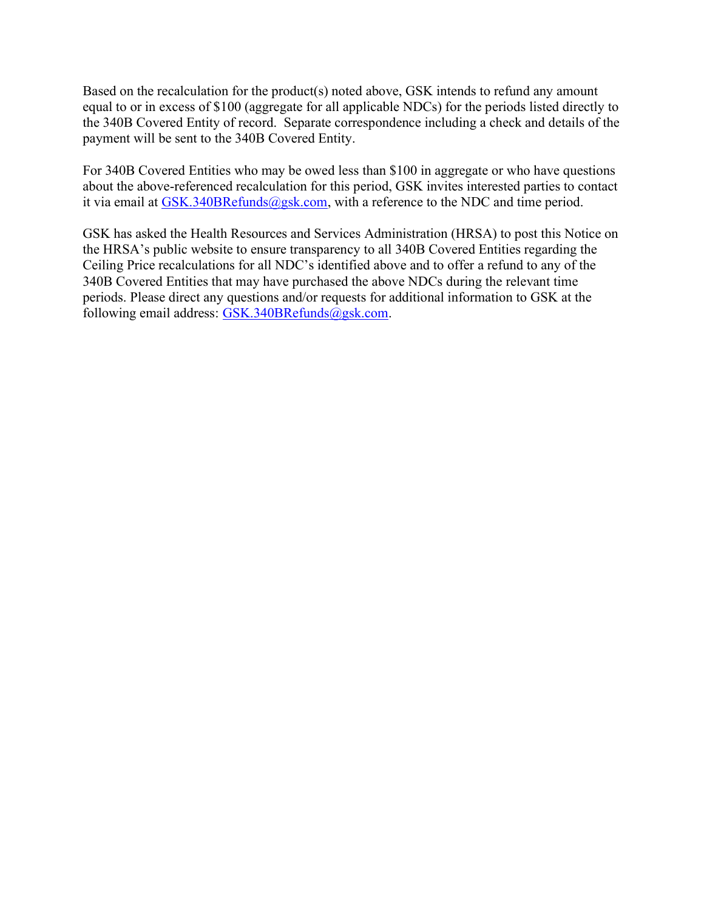Based on the recalculation for the product(s) noted above, GSK intends to refund any amount equal to or in excess of $100 (aggregate for all applicable NDCs) for the periods listed directly to the 340B Covered Entity of record. Separate correspondence including a check and details of the payment will be sent to the 340B Covered Entity.

For 340B Covered Entities who may be owed less than $100 in aggregate or who have questions about the above-referenced recalculation for this period, GSK invites interested parties to contact it via email at GSK.340BRefunds@gsk.com, with a reference to the NDC and time period.

GSK has asked the Health Resources and Services Administration (HRSA) to post this Notice on the HRSA's public website to ensure transparency to all 340B Covered Entities regarding the Ceiling Price recalculations for all NDC's identified above and to offer a refund to any of the 340B Covered Entities that may have purchased the above NDCs during the relevant time periods. Please direct any questions and/or requests for additional information to GSK at the following email address: GSK.340BRefunds@gsk.com.